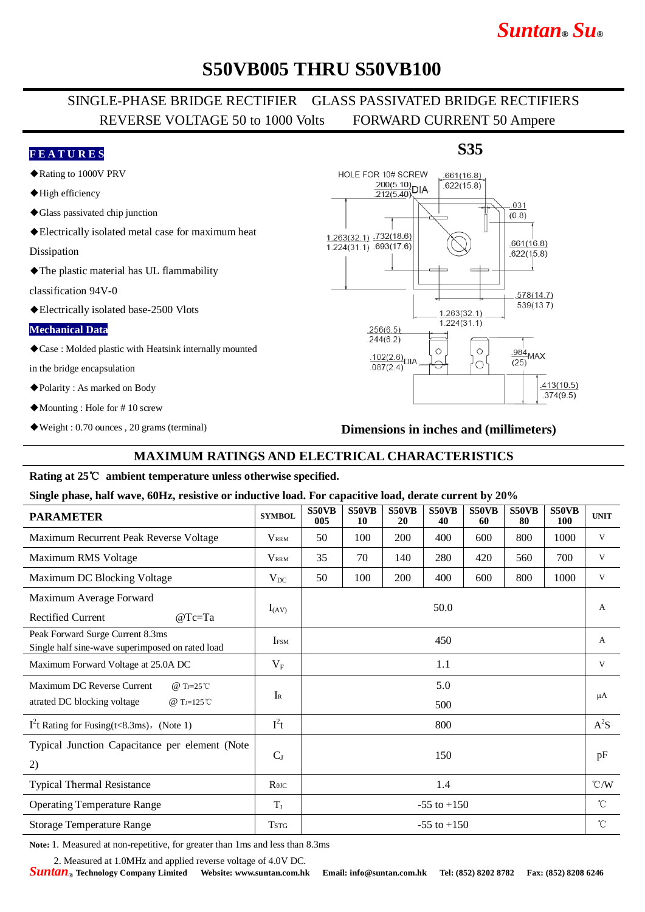# S50VB005 THRU S50VB100

SINGLE-PHASE BRIDGE RECTIFIER GLASS PASSIVATED BRIDGE RECTIFIERS
REVERSE VOLTAGE 50 to 1000 Volts FORWARD CURRENT 50 Ampere

**FEATURES**

- ◆Rating to 1000V PRV
- ◆High efficiency
- ◆Glass passivated chip junction
- ◆Electrically isolated metal case for maximum heat Dissipation
- ◆The plastic material has UL flammability classification 94V-0
- ◆Electrically isolated base-2500 Vlots

**Mechanical Data**

- ◆Case : Molded plastic with Heatsink internally mounted in the bridge encapsulation
- ◆Polarity : As marked on Body
- ◆Mounting : Hole for # 10 screw
- ◆Weight : 0.70 ounces , 20 grams (terminal)

**S35**

HOLE FOR 10# SCREW .200(5.10) .212(5.40) DIA
.661(16.8) .622(15.8)
.031 (0.8)
1.263(32.1) 1.224(31.1)
.732(18.6) .693(17.6)
.661(16.8) .622(15.8)
.578(14.7) .539(13.7)
1.263(32.1) 1.224(31.1)
.256(6.5) .244(6.2)
.102(2.6) .087(2.4) DIA
.984 (25) MAX.
.413(10.5) .374(9.5)

**Dimensions in inches and (millimeters)**

## MAXIMUM RATINGS AND ELECTRICAL CHARACTERISTICS

**Rating at 25℃ ambient temperature unless otherwise specified.**

**Single phase, half wave, 60Hz, resistive or inductive load. For capacitive load, derate current by 20%**

| PARAMETER | SYMBOL | S50VB 005 | S50VB 10 | S50VB 20 | S50VB 40 | S50VB 60 | S50VB 80 | S50VB 100 | UNIT |
|---|---|---|---|---|---|---|---|---|---|
| Maximum Recurrent Peak Reverse Voltage | $V_{RRM}$ | 50 | 100 | 200 | 400 | 600 | 800 | 1000 | V |
| Maximum RMS Voltage | $V_{RRM}$ | 35 | 70 | 140 | 280 | 420 | 560 | 700 | V |
| Maximum DC Blocking Voltage | $V_{DC}$ | 50 | 100 | 200 | 400 | 600 | 800 | 1000 | V |
| Maximum Average Forward Rectified Current @Tc=Ta | $I_{(AV)}$ | 50.0 | | | | | | | A |
| Peak Forward Surge Current 8.3ms Single half sine-wave superimposed on rated load | $I_{FSM}$ | 450 | | | | | | | A |
| Maximum Forward Voltage at 25.0A DC | $V_F$ | 1.1 | | | | | | | V |
| Maximum DC Reverse Current @ $T_J$=25℃ atrated DC blocking voltage @ $T_J$=125℃ | $I_R$ | 5.0 / 500 | | | | | | | μA |
| $I^2t$ Rating for Fusing(t<8.3ms), (Note 1) | $I^2t$ | 800 | | | | | | | $A^2S$ |
| Typical Junction Capacitance per element (Note 2) | $C_J$ | 150 | | | | | | | pF |
| Typical Thermal Resistance | $R_{\theta JC}$ | 1.4 | | | | | | | ℃/W |
| Operating Temperature Range | $T_J$ | -55 to +150 | | | | | | | ℃ |
| Storage Temperature Range | $T_{STG}$ | -55 to +150 | | | | | | | ℃ |

**Note:** 1. Measured at non-repetitive, for greater than 1ms and less than 8.3ms

2. Measured at 1.0MHz and applied reverse voltage of 4.0V DC.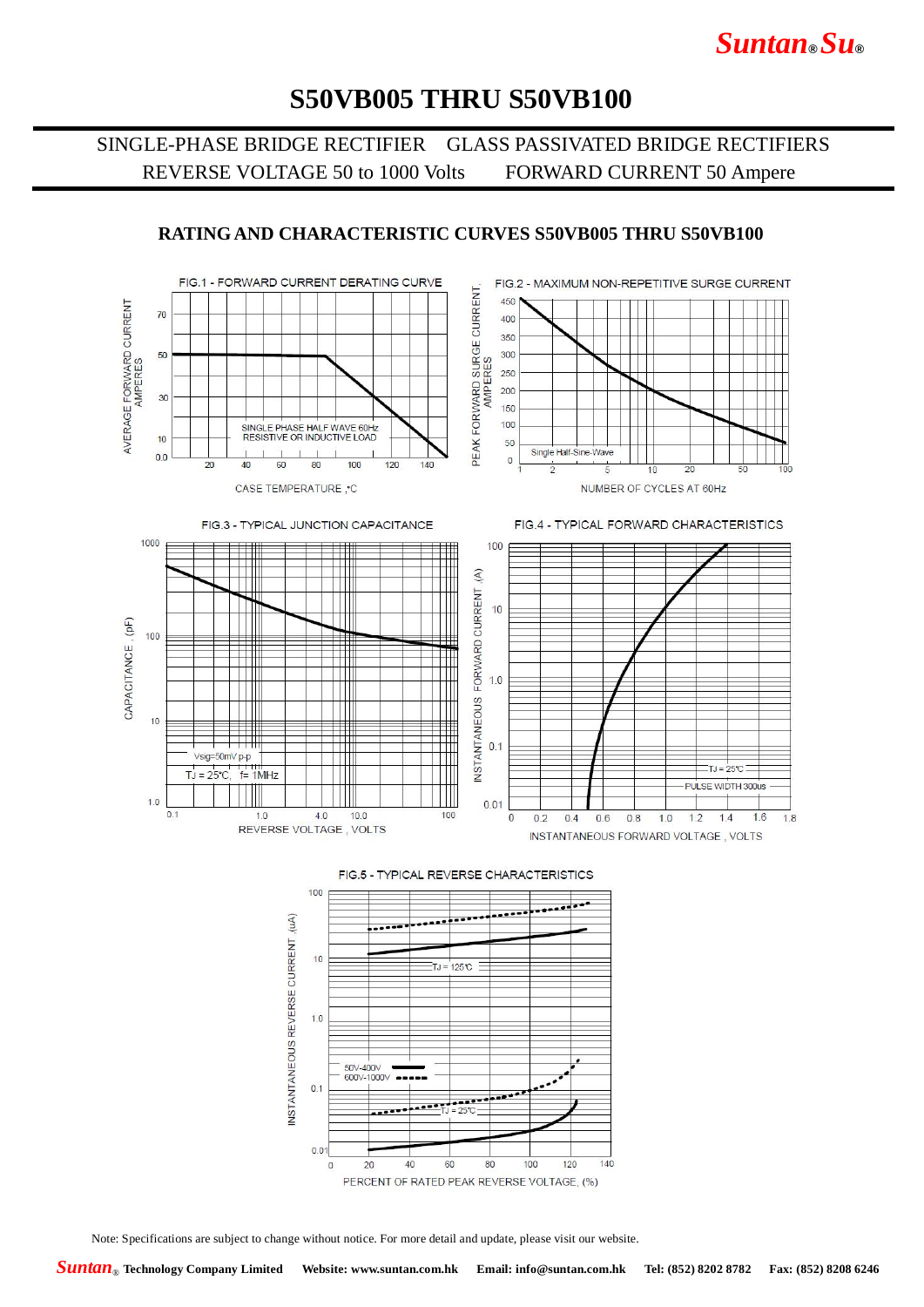Suntan® Su®

# S50VB005 THRU S50VB100

SINGLE-PHASE BRIDGE RECTIFIER GLASS PASSIVATED BRIDGE RECTIFIERS
REVERSE VOLTAGE 50 to 1000 Volts FORWARD CURRENT 50 Ampere

## RATING AND CHARACTERISTIC CURVES S50VB005 THRU S50VB100

FIG.1 - FORWARD CURRENT DERATING CURVE

AVERAGE FORWARD CURRENT AMPERES

70
50
30
10
0.0

20 40 60 80 100 120 140

SINGLE PHASE HALF WAVE 60Hz
RESISTIVE OR INDUCTIVE LOAD

CASE TEMPERATURE ,°C

FIG.2 - MAXIMUM NON-REPETITIVE SURGE CURRENT

PEAK FORWARD SURGE CURRENT, AMPERES

450
400
350
300
250
200
150
100
50
0

Single Half-Sine-Wave

1 2 5 10 20 50 100

NUMBER OF CYCLES AT 60Hz

FIG.3 - TYPICAL JUNCTION CAPACITANCE

CAPACITANCE , (pF)

1000
100
10
1.0

Vsig=50mV p-p
TJ = 25°C, f= 1MHz

0.1 1.0 4.0 10.0 100

REVERSE VOLTAGE , VOLTS

FIG.4 - TYPICAL FORWARD CHARACTERISTICS

INSTANTANEOUS FORWARD CURRENT ,(A)

100
10
1.0
0.1
0.01

TJ = 25°C
PULSE WIDTH 300us

0 0.2 0.4 0.6 0.8 1.0 1.2 1.4 1.6 1.8

INSTANTANEOUS FORWARD VOLTAGE , VOLTS

FIG.5 - TYPICAL REVERSE CHARACTERISTICS

INSTANTANEOUS REVERSE CURRENT ,(uA)

100
10
1.0
0.1
0.01

TJ = 125°C
50V-400V
600V-1000V
TJ = 25°C

0 20 40 60 80 100 120 140

PERCENT OF RATED PEAK REVERSE VOLTAGE, (%)

Note: Specifications are subject to change without notice. For more detail and update, please visit our website.

Suntan® Technology Company Limited Website: www.suntan.com.hk Email: info@suntan.com.hk Tel: (852) 8202 8782 Fax: (852) 8208 6246